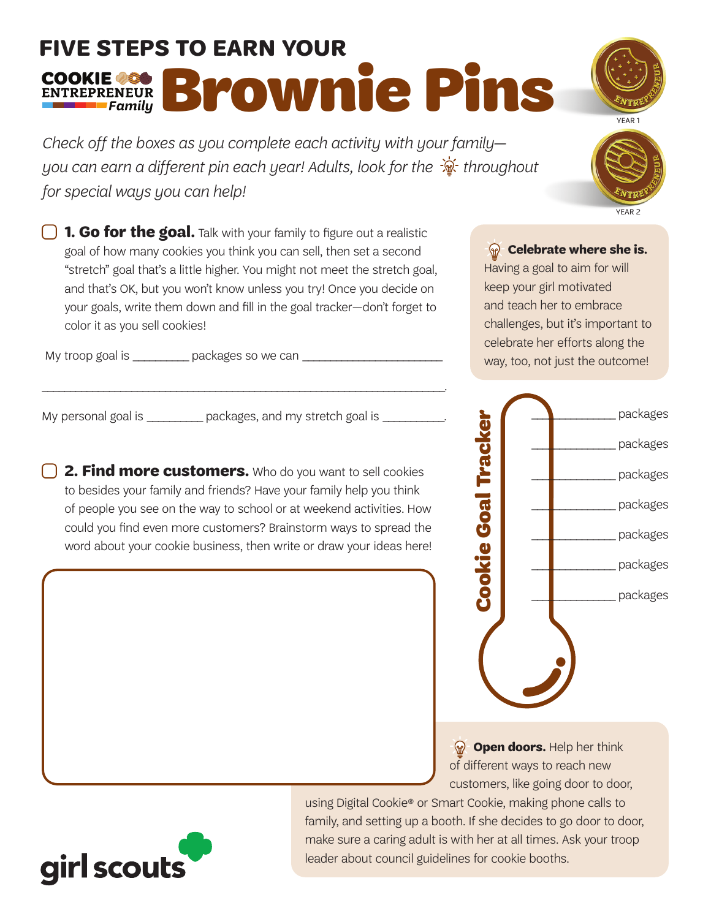# FIVE STEPS TO EARN YOUR COOKIE ENTREPRENEUR *Family* Brownie Pins

YEAR 1

YEAR 2

*Check off the boxes as you complete each activity with your family—you can earn a different pin each year! Adults, look for the 💡 throughout for special ways you can help!*

☐ **1. Go for the goal.** Talk with your family to figure out a realistic goal of how many cookies you think you can sell, then set a second "stretch" goal that's a little higher. You might not meet the stretch goal, and that's OK, but you won't know unless you try! Once you decide on your goals, write them down and fill in the goal tracker—don't forget to color it as you sell cookies!

My troop goal is _________ packages so we can ________________________

________________________________________________________________________.

My personal goal is _________ packages, and my stretch goal is _________.

💡 **Celebrate where she is.** Having a goal to aim for will keep your girl motivated and teach her to embrace challenges, but it's important to celebrate her efforts along the way, too, not just the outcome!

**Cookie Goal Tracker**

_____________ packages

_____________ packages

_____________ packages

_____________ packages

_____________ packages

_____________ packages

_____________ packages

☐ **2. Find more customers.** Who do you want to sell cookies to besides your family and friends? Have your family help you think of people you see on the way to school or at weekend activities. How could you find even more customers? Brainstorm ways to spread the word about your cookie business, then write or draw your ideas here!

💡 **Open doors.** Help her think of different ways to reach new customers, like going door to door, using Digital Cookie® or Smart Cookie, making phone calls to family, and setting up a booth. If she decides to go door to door, make sure a caring adult is with her at all times. Ask your troop leader about council guidelines for cookie booths.

girl scouts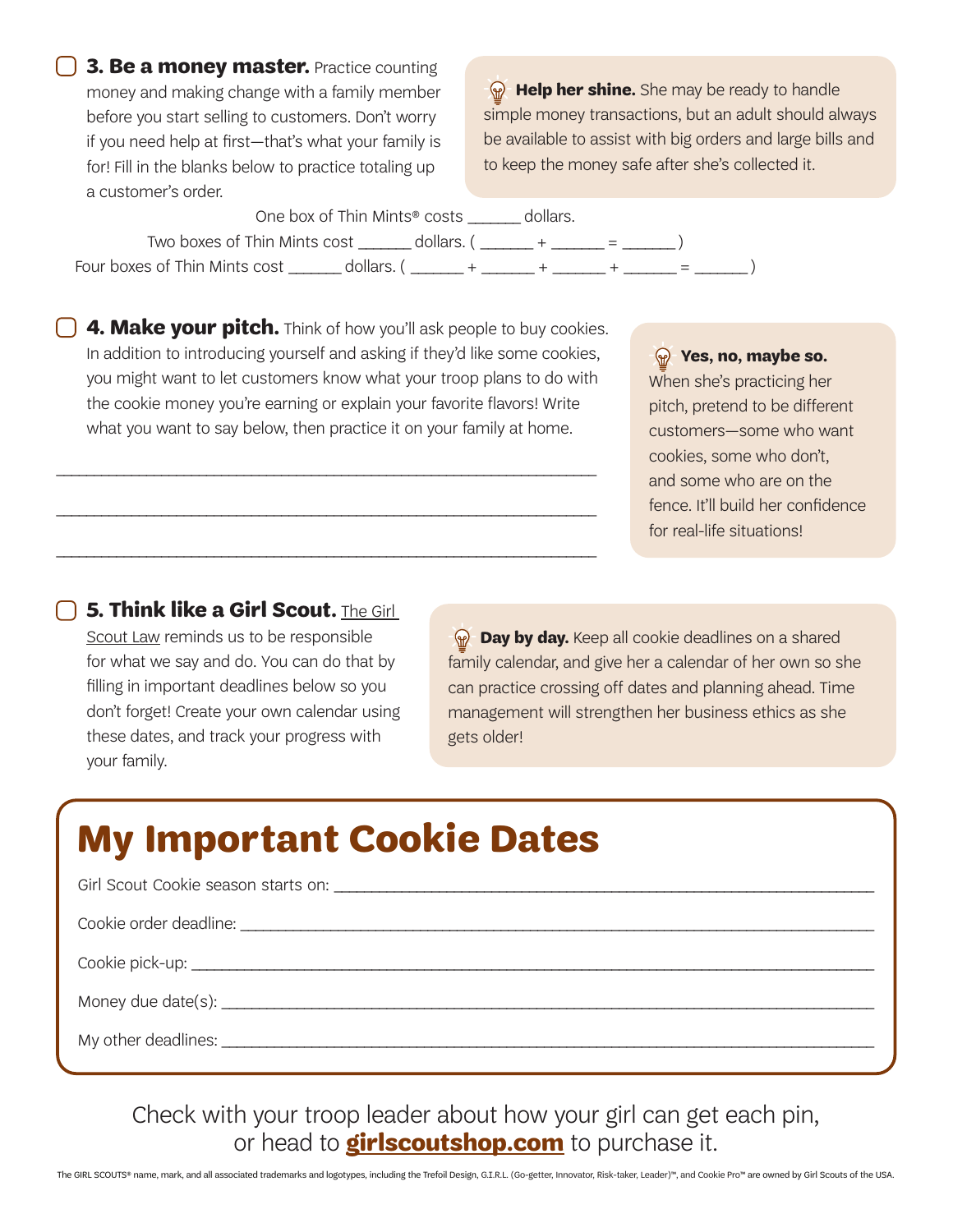- [ ] **3. Be a money master.** Practice counting money and making change with a family member before you start selling to customers. Don't worry if you need help at first—that's what your family is for! Fill in the blanks below to practice totaling up a customer's order.

> **Help her shine.** She may be ready to handle simple money transactions, but an adult should always be available to assist with big orders and large bills and to keep the money safe after she's collected it.

One box of Thin Mints® costs ______ dollars.

Two boxes of Thin Mints cost ______ dollars. ( ______ + ______ = ______ )

Four boxes of Thin Mints cost ______ dollars. ( ______ + ______ + ______ + ______ = ______ )

- [ ] **4. Make your pitch.** Think of how you'll ask people to buy cookies. In addition to introducing yourself and asking if they'd like some cookies, you might want to let customers know what your troop plans to do with the cookie money you're earning or explain your favorite flavors! Write what you want to say below, then practice it on your family at home.

______________________________________________________________

______________________________________________________________

______________________________________________________________

> **Yes, no, maybe so.** When she's practicing her pitch, pretend to be different customers—some who want cookies, some who don't, and some who are on the fence. It'll build her confidence for real-life situations!

- [ ] **5. Think like a Girl Scout.** The Girl Scout Law reminds us to be responsible for what we say and do. You can do that by filling in important deadlines below so you don't forget! Create your own calendar using these dates, and track your progress with your family.

> **Day by day.** Keep all cookie deadlines on a shared family calendar, and give her a calendar of her own so she can practice crossing off dates and planning ahead. Time management will strengthen her business ethics as she gets older!

# My Important Cookie Dates

Girl Scout Cookie season starts on: ______________________________________________

Cookie order deadline: ______________________________________________

Cookie pick-up: ______________________________________________

Money due date(s): ______________________________________________

My other deadlines: ______________________________________________

Check with your troop leader about how your girl can get each pin, or head to **girlscoutshop.com** to purchase it.

The GIRL SCOUTS® name, mark, and all associated trademarks and logotypes, including the Trefoil Design, G.I.R.L. (Go-getter, Innovator, Risk-taker, Leader)™, and Cookie Pro™ are owned by Girl Scouts of the USA.